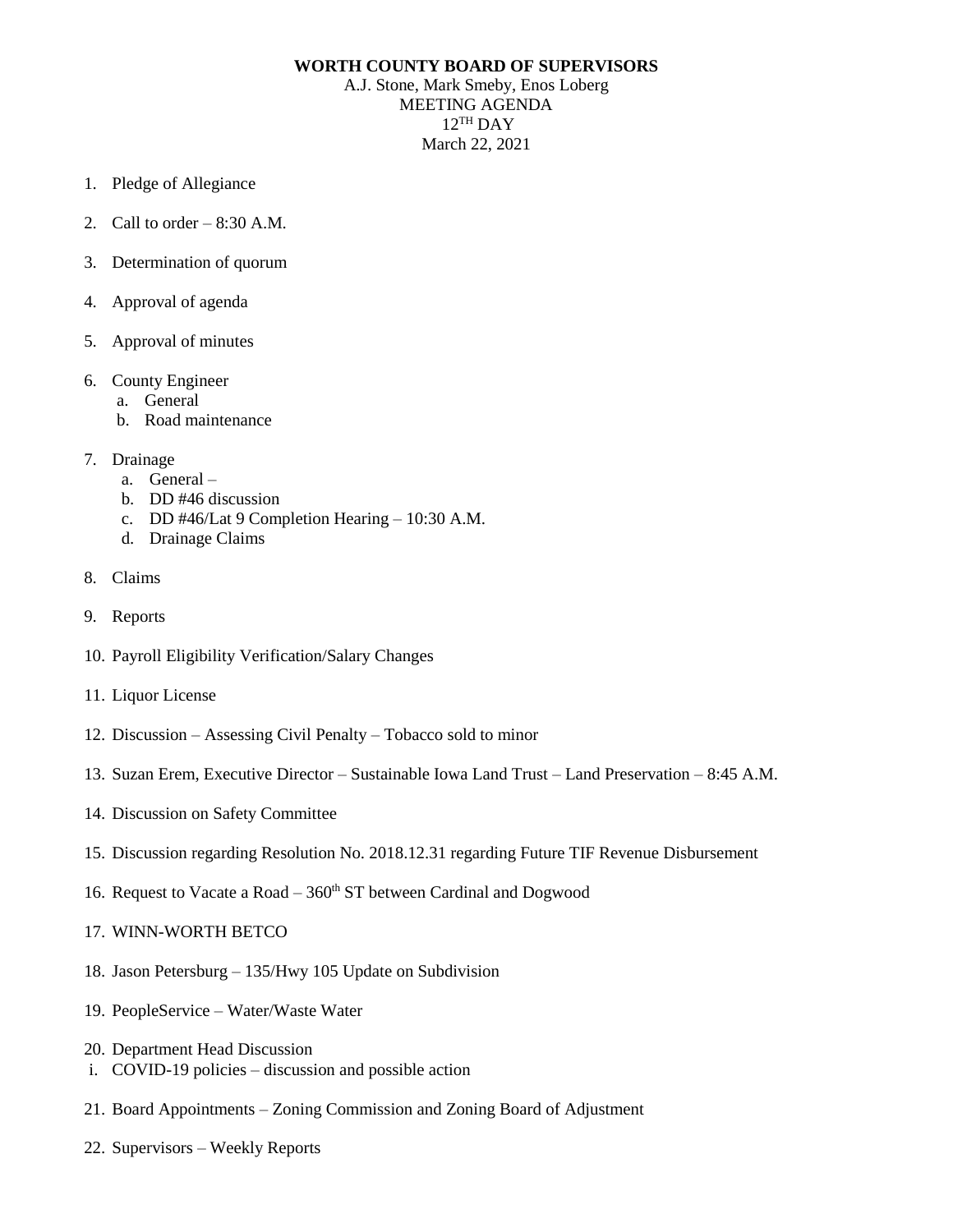**WORTH COUNTY BOARD OF SUPERVISORS**

A.J. Stone, Mark Smeby, Enos Loberg
MEETING AGENDA
$12^{TH}$ DAY
March 22, 2021

1. Pledge of Allegiance
2. Call to order – 8:30 A.M.
3. Determination of quorum
4. Approval of agenda
5. Approval of minutes
6. County Engineer
   a. General
   b. Road maintenance
7. Drainage
   a. General –
   b. DD #46 discussion
   c. DD #46/Lat 9 Completion Hearing – 10:30 A.M.
   d. Drainage Claims
8. Claims
9. Reports
10. Payroll Eligibility Verification/Salary Changes
11. Liquor License
12. Discussion – Assessing Civil Penalty – Tobacco sold to minor
13. Suzan Erem, Executive Director – Sustainable Iowa Land Trust – Land Preservation – 8:45 A.M.
14. Discussion on Safety Committee
15. Discussion regarding Resolution No. 2018.12.31 regarding Future TIF Revenue Disbursement
16. Request to Vacate a Road – $360^{th}$ ST between Cardinal and Dogwood
17. WINN-WORTH BETCO
18. Jason Petersburg – 135/Hwy 105 Update on Subdivision
19. PeopleService – Water/Waste Water
20. Department Head Discussion
    i. COVID-19 policies – discussion and possible action
21. Board Appointments – Zoning Commission and Zoning Board of Adjustment
22. Supervisors – Weekly Reports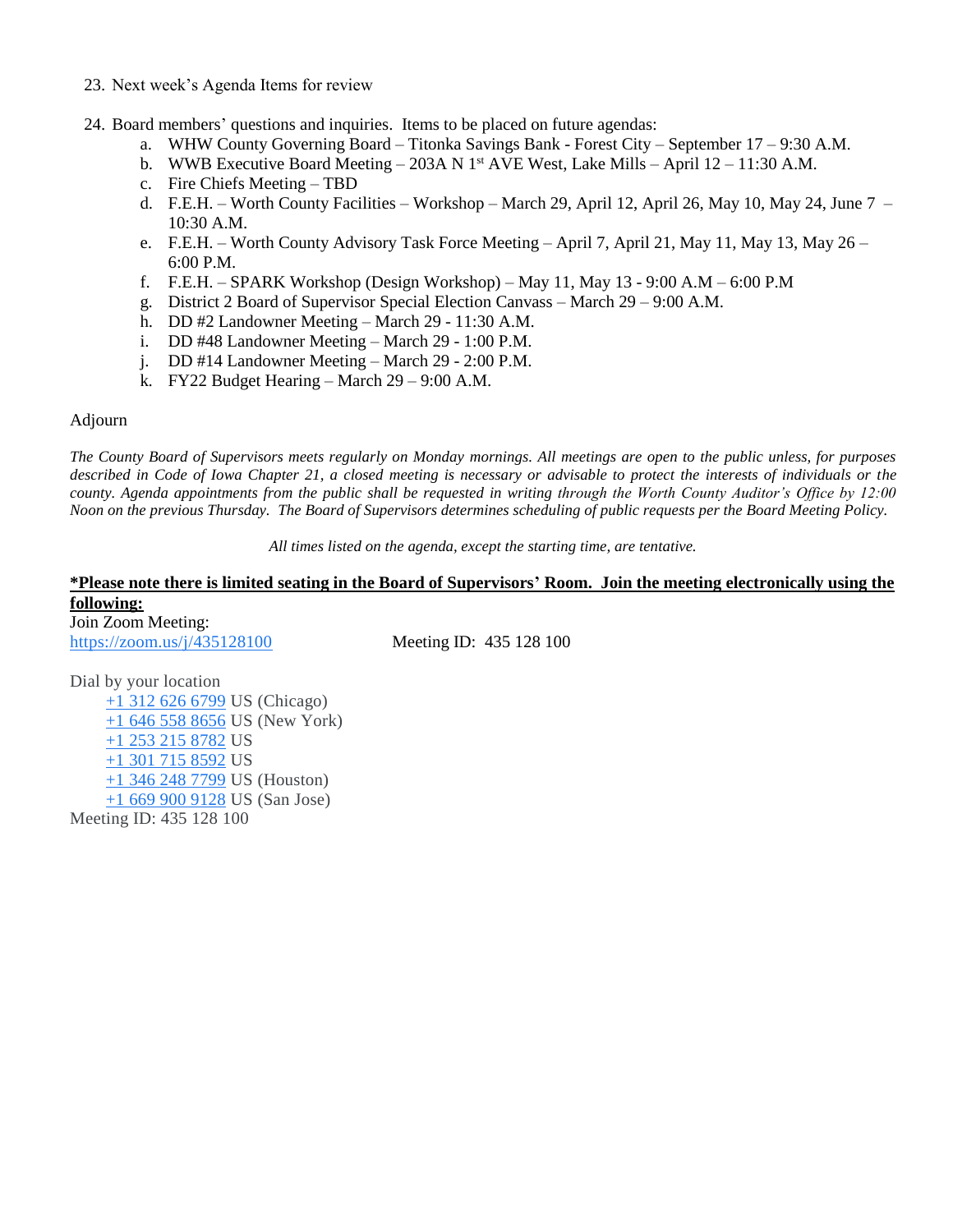23. Next week's Agenda Items for review

24. Board members' questions and inquiries. Items to be placed on future agendas:
    a. WHW County Governing Board – Titonka Savings Bank - Forest City – September 17 – 9:30 A.M.
    b. WWB Executive Board Meeting – 203A N 1st AVE West, Lake Mills – April 12 – 11:30 A.M.
    c. Fire Chiefs Meeting – TBD
    d. F.E.H. – Worth County Facilities – Workshop – March 29, April 12, April 26, May 10, May 24, June 7 – 10:30 A.M.
    e. F.E.H. – Worth County Advisory Task Force Meeting – April 7, April 21, May 11, May 13, May 26 – 6:00 P.M.
    f. F.E.H. – SPARK Workshop (Design Workshop) – May 11, May 13 - 9:00 A.M – 6:00 P.M
    g. District 2 Board of Supervisor Special Election Canvass – March 29 – 9:00 A.M.
    h. DD #2 Landowner Meeting – March 29 - 11:30 A.M.
    i. DD #48 Landowner Meeting – March 29 - 1:00 P.M.
    j. DD #14 Landowner Meeting – March 29 - 2:00 P.M.
    k. FY22 Budget Hearing – March 29 – 9:00 A.M.

Adjourn

*The County Board of Supervisors meets regularly on Monday mornings. All meetings are open to the public unless, for purposes described in Code of Iowa Chapter 21, a closed meeting is necessary or advisable to protect the interests of individuals or the county. Agenda appointments from the public shall be requested in writing through the Worth County Auditor's Office by 12:00 Noon on the previous Thursday. The Board of Supervisors determines scheduling of public requests per the Board Meeting Policy.*

*All times listed on the agenda, except the starting time, are tentative.*

**\*Please note there is limited seating in the Board of Supervisors' Room. Join the meeting electronically using the following:**

Join Zoom Meeting:
https://zoom.us/j/435128100 Meeting ID: 435 128 100

Dial by your location
+1 312 626 6799 US (Chicago)
+1 646 558 8656 US (New York)
+1 253 215 8782 US
+1 301 715 8592 US
+1 346 248 7799 US (Houston)
+1 669 900 9128 US (San Jose)
Meeting ID: 435 128 100